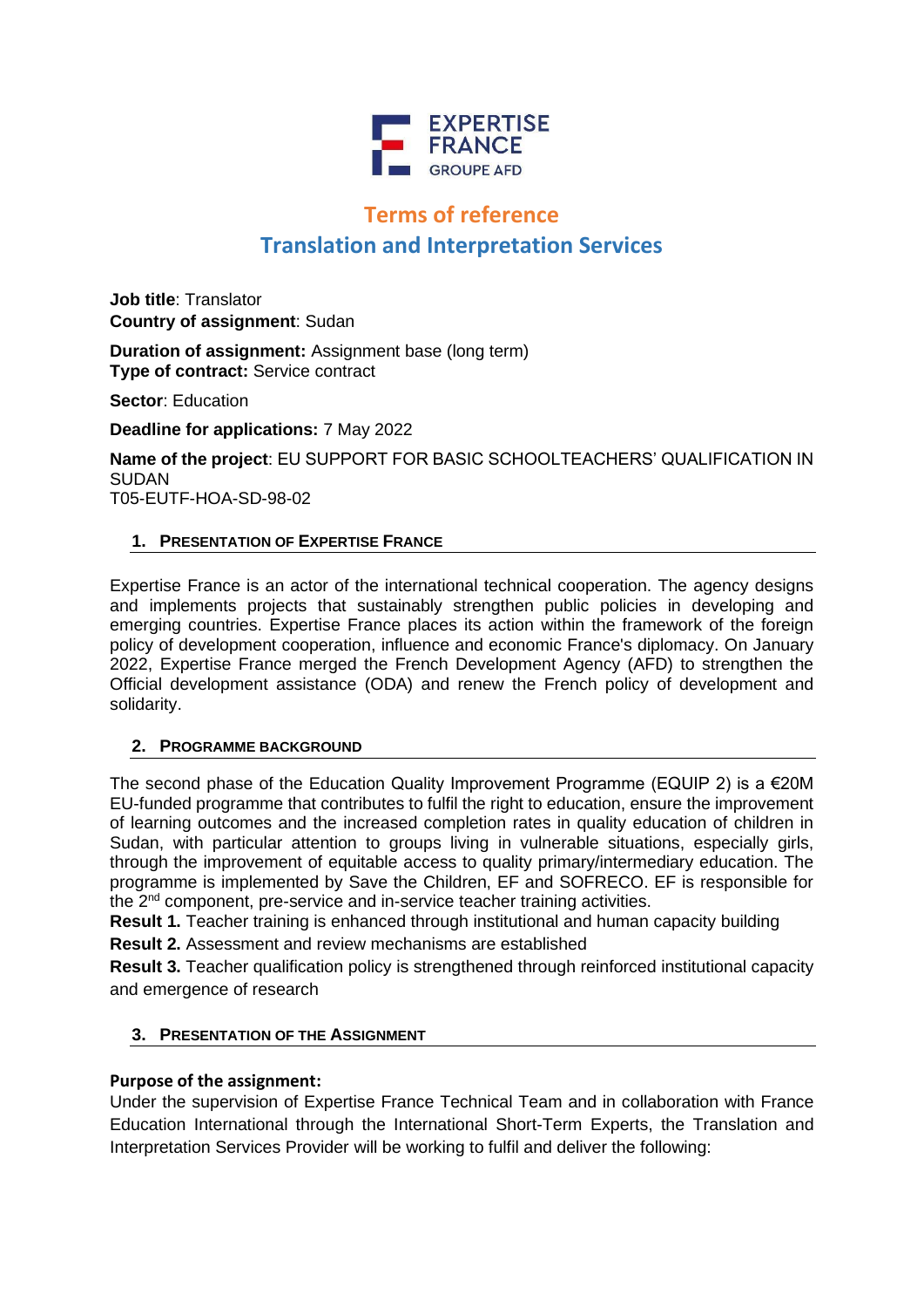EXPERTISE FRANCE
GROUPE AFD

# Terms of reference

## Translation and Interpretation Services

**Job title**: Translator
**Country of assignment**: Sudan

**Duration of assignment:** Assignment base (long term)
**Type of contract:** Service contract

**Sector**: Education

**Deadline for applications:** 7 May 2022

**Name of the project**: EU SUPPORT FOR BASIC SCHOOLTEACHERS' QUALIFICATION IN SUDAN
T05-EUTF-HOA-SD-98-02

### 1. PRESENTATION OF EXPERTISE FRANCE

Expertise France is an actor of the international technical cooperation. The agency designs and implements projects that sustainably strengthen public policies in developing and emerging countries. Expertise France places its action within the framework of the foreign policy of development cooperation, influence and economic France's diplomacy. On January 2022, Expertise France merged the French Development Agency (AFD) to strengthen the Official development assistance (ODA) and renew the French policy of development and solidarity.

### 2. PROGRAMME BACKGROUND

The second phase of the Education Quality Improvement Programme (EQUIP 2) is a €20M EU-funded programme that contributes to fulfil the right to education, ensure the improvement of learning outcomes and the increased completion rates in quality education of children in Sudan, with particular attention to groups living in vulnerable situations, especially girls, through the improvement of equitable access to quality primary/intermediary education. The programme is implemented by Save the Children, EF and SOFRECO. EF is responsible for the 2nd component, pre-service and in-service teacher training activities.

**Result 1.** Teacher training is enhanced through institutional and human capacity building

**Result 2.** Assessment and review mechanisms are established

**Result 3.** Teacher qualification policy is strengthened through reinforced institutional capacity and emergence of research

### 3. PRESENTATION OF THE ASSIGNMENT

**Purpose of the assignment:**
Under the supervision of Expertise France Technical Team and in collaboration with France Education International through the International Short-Term Experts, the Translation and Interpretation Services Provider will be working to fulfil and deliver the following: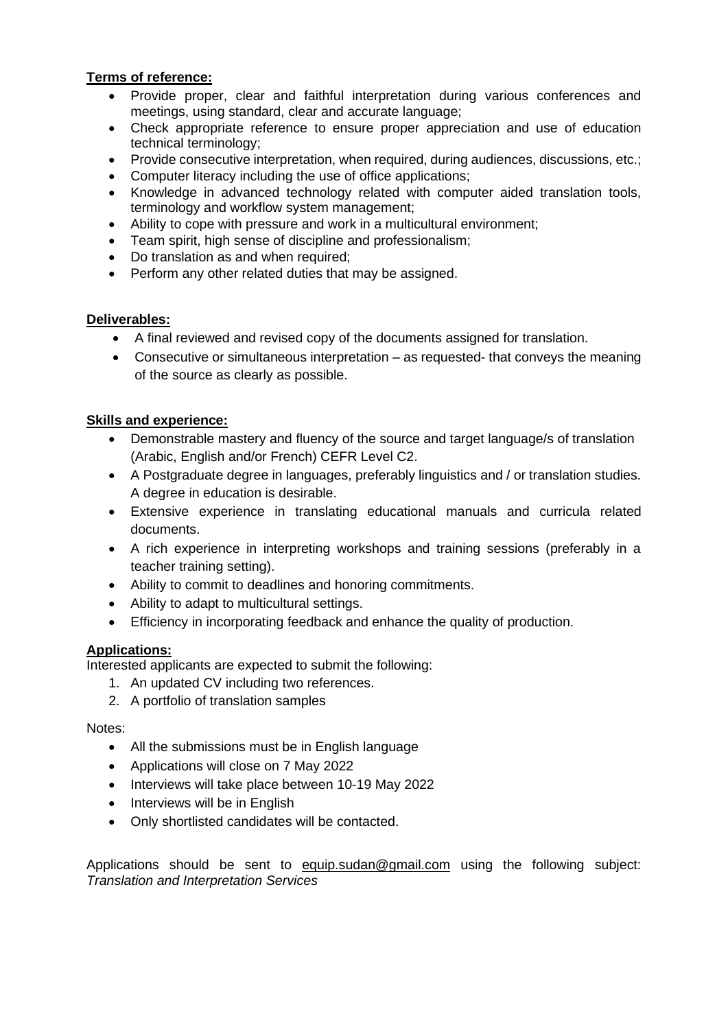**Terms of reference:**

- Provide proper, clear and faithful interpretation during various conferences and meetings, using standard, clear and accurate language;
- Check appropriate reference to ensure proper appreciation and use of education technical terminology;
- Provide consecutive interpretation, when required, during audiences, discussions, etc.;
- Computer literacy including the use of office applications;
- Knowledge in advanced technology related with computer aided translation tools, terminology and workflow system management;
- Ability to cope with pressure and work in a multicultural environment;
- Team spirit, high sense of discipline and professionalism;
- Do translation as and when required;
- Perform any other related duties that may be assigned.

**Deliverables:**

- A final reviewed and revised copy of the documents assigned for translation.
- Consecutive or simultaneous interpretation – as requested- that conveys the meaning of the source as clearly as possible.

**Skills and experience:**

- Demonstrable mastery and fluency of the source and target language/s of translation (Arabic, English and/or French) CEFR Level C2.
- A Postgraduate degree in languages, preferably linguistics and / or translation studies. A degree in education is desirable.
- Extensive experience in translating educational manuals and curricula related documents.
- A rich experience in interpreting workshops and training sessions (preferably in a teacher training setting).
- Ability to commit to deadlines and honoring commitments.
- Ability to adapt to multicultural settings.
- Efficiency in incorporating feedback and enhance the quality of production.

**Applications:**

Interested applicants are expected to submit the following:

1. An updated CV including two references.
2. A portfolio of translation samples

Notes:

- All the submissions must be in English language
- Applications will close on 7 May 2022
- Interviews will take place between 10-19 May 2022
- Interviews will be in English
- Only shortlisted candidates will be contacted.

Applications should be sent to equip.sudan@gmail.com using the following subject: *Translation and Interpretation Services*